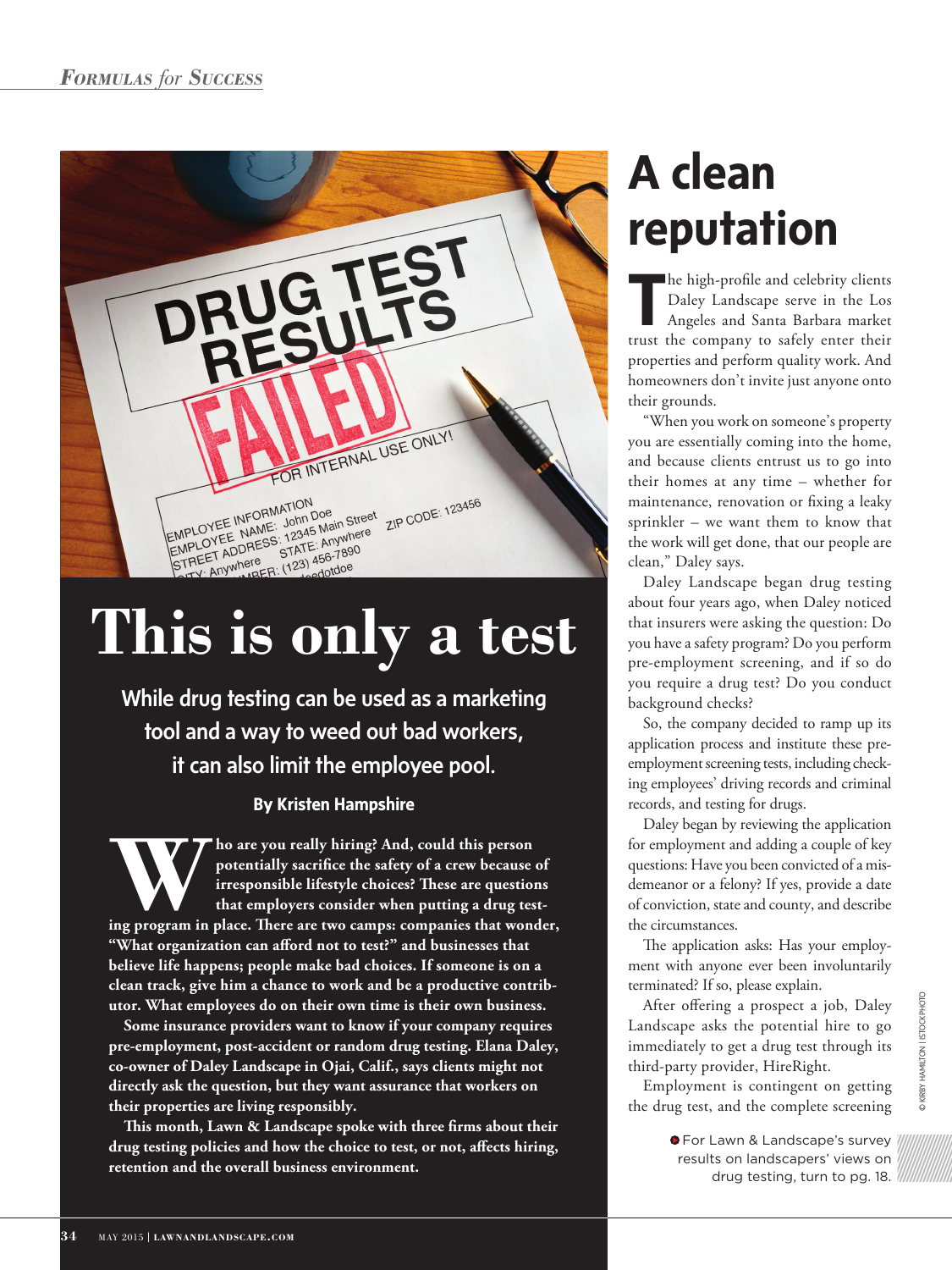# This is only a test

**While drug testing can be used as a marketing tool and a way to weed out bad workers, it can also limit the employee pool.**

**By Kristen Hampshire**

**Who are you really hiring? And, could this person potentially sacrifice the safety of a crew because of irresponsible lifestyle choices? These are questions that employers consider when putting a drug testing program in place. There are two camps: companies that wonder, "What organization can afford not to test?" and businesses that believe life happens; people make bad choices. If someone is on a clean track, give him a chance to work and be a productive contributor. What employees do on their own time is their own business.**

**Some insurance providers want to know if your company requires pre-employment, post-accident or random drug testing. Elana Daley, co-owner of Daley Landscape in Ojai, Calif., says clients might not directly ask the question, but they want assurance that workers on their properties are living responsibly.**

**This month, Lawn & Landscape spoke with three firms about their drug testing policies and how the choice to test, or not, affects hiring, retention and the overall business environment.**

## A clean reputation

The high-profile and celebrity clients Daley Landscape serve in the Los Angeles and Santa Barbara market trust the company to safely enter their properties and perform quality work. And homeowners don't invite just anyone onto their grounds.

"When you work on someone's property you are essentially coming into the home, and because clients entrust us to go into their homes at any time – whether for maintenance, renovation or fixing a leaky sprinkler – we want them to know that the work will get done, that our people are clean," Daley says.

Daley Landscape began drug testing about four years ago, when Daley noticed that insurers were asking the question: Do you have a safety program? Do you perform pre-employment screening, and if so do you require a drug test? Do you conduct background checks?

So, the company decided to ramp up its application process and institute these pre-employment screening tests, including checking employees' driving records and criminal records, and testing for drugs.

Daley began by reviewing the application for employment and adding a couple of key questions: Have you been convicted of a misdemeanor or a felony? If yes, provide a date of conviction, state and county, and describe the circumstances.

The application asks: Has your employment with anyone ever been involuntarily terminated? If so, please explain.

After offering a prospect a job, Daley Landscape asks the potential hire to go immediately to get a drug test through its third-party provider, HireRight.

Employment is contingent on getting the drug test, and the complete screening

For Lawn & Landscape's survey results on landscapers' views on drug testing, turn to pg. 18.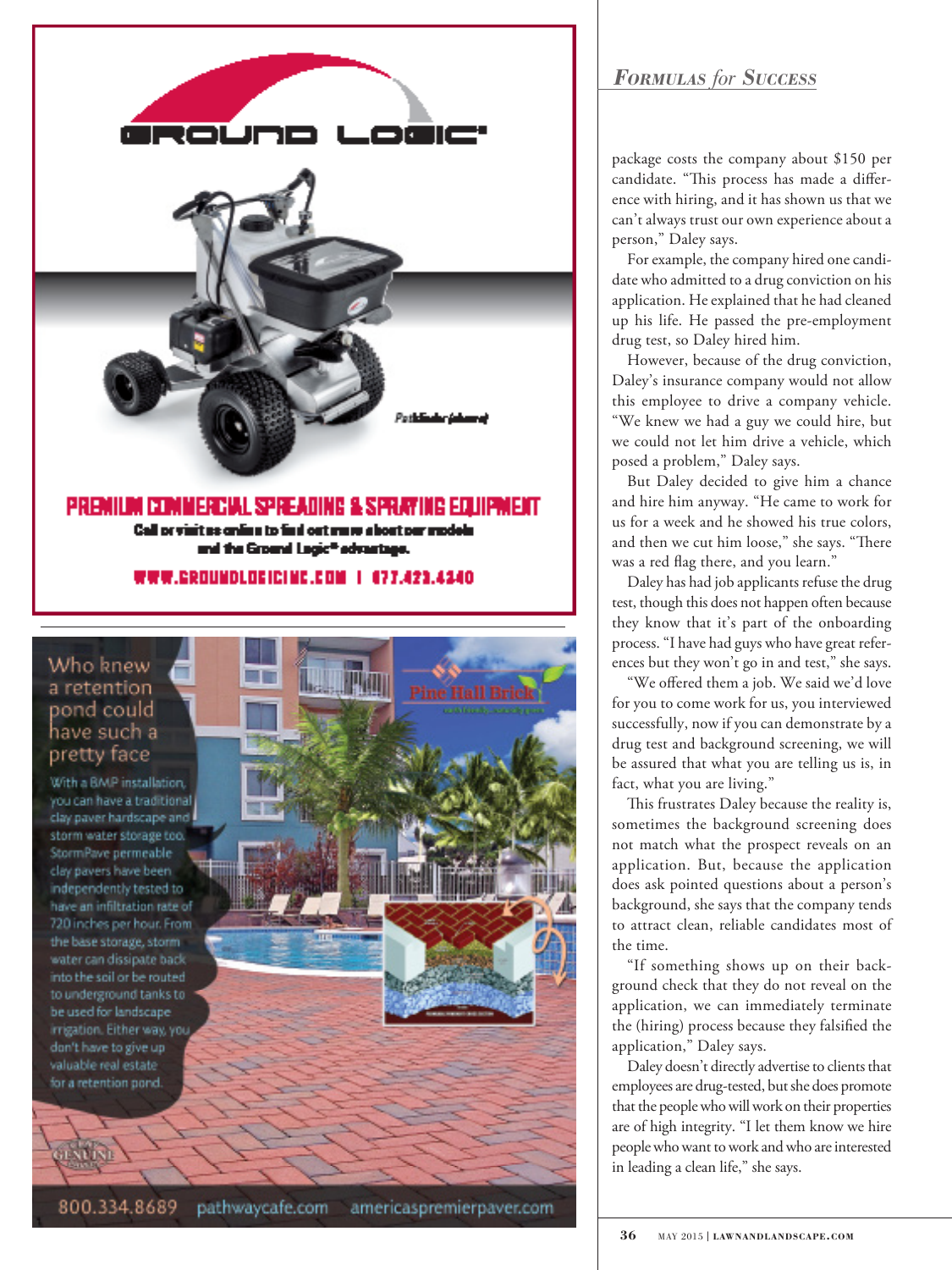package costs the company about $150 per candidate. "This process has made a difference with hiring, and it has shown us that we can't always trust our own experience about a person," Daley says.

For example, the company hired one candidate who admitted to a drug conviction on his application. He explained that he had cleaned up his life. He passed the pre-employment drug test, so Daley hired him.

However, because of the drug conviction, Daley's insurance company would not allow this employee to drive a company vehicle. "We knew we had a guy we could hire, but we could not let him drive a vehicle, which posed a problem," Daley says.

But Daley decided to give him a chance and hire him anyway. "He came to work for us for a week and he showed his true colors, and then we cut him loose," she says. "There was a red flag there, and you learn."

Daley has had job applicants refuse the drug test, though this does not happen often because they know that it's part of the onboarding process. "I have had guys who have great references but they won't go in and test," she says.

"We offered them a job. We said we'd love for you to come work for us, you interviewed successfully, now if you can demonstrate by a drug test and background screening, we will be assured that what you are telling us is, in fact, what you are living."

This frustrates Daley because the reality is, sometimes the background screening does not match what the prospect reveals on an application. But, because the application does ask pointed questions about a person's background, she says that the company tends to attract clean, reliable candidates most of the time.

"If something shows up on their background check that they do not reveal on the application, we can immediately terminate the (hiring) process because they falsified the application," Daley says.

Daley doesn't directly advertise to clients that employees are drug-tested, but she does promote that the people who will work on their properties are of high integrity. "I let them know we hire people who want to work and who are interested in leading a clean life," she says.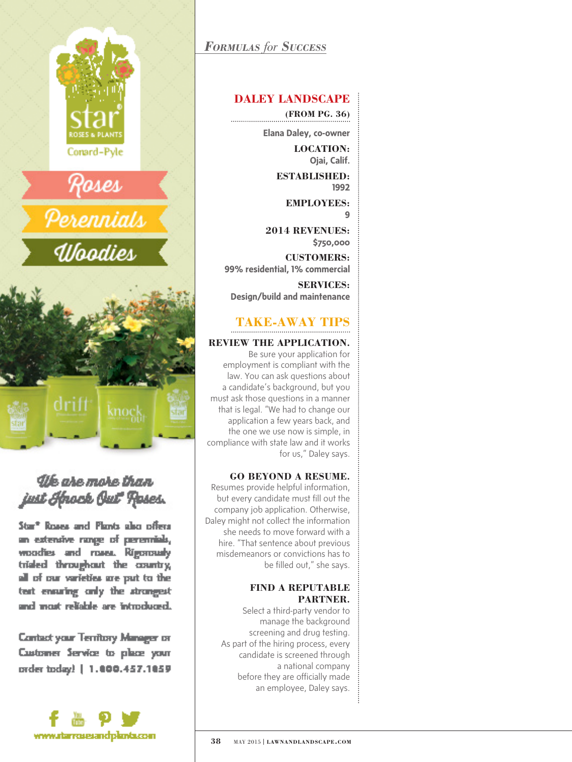## DALEY LANDSCAPE

**(FROM PG. 36)**

Elana Daley, co-owner

**LOCATION:**
Ojai, Calif.

**ESTABLISHED:**
1992

**EMPLOYEES:**
9

**2014 REVENUES:**
$750,000

**CUSTOMERS:**
99% residential, 1% commercial

**SERVICES:**
Design/build and maintenance

## TAKE-AWAY TIPS

**REVIEW THE APPLICATION.** Be sure your application for employment is compliant with the law. You can ask questions about a candidate's background, but you must ask those questions in a manner that is legal. "We had to change our application a few years back, and the one we use now is simple, in compliance with state law and it works for us," Daley says.

**GO BEYOND A RESUME.** Resumes provide helpful information, but every candidate must fill out the company job application. Otherwise, Daley might not collect the information she needs to move forward with a hire. "That sentence about previous misdemeanors or convictions has to be filled out," she says.

**FIND A REPUTABLE PARTNER.** Select a third-party vendor to manage the background screening and drug testing. As part of the hiring process, every candidate is screened through a national company before they are officially made an employee, Daley says.

---

star ROSES & PLANTS
Conard-Pyle

Roses
Perennials
Woodies

We are more than just Knock Out® Roses.

Star® Roses and Plants also offers an extensive range of perennials, woodies and roses. Rigorously trialed throughout the country, all of our varieties are put to the test ensuring only the strongest and most reliable are introduced.

Contact your Territory Manager or Customer Service to place your order today! | 1.800.457.1859

www.starrosesandplants.com